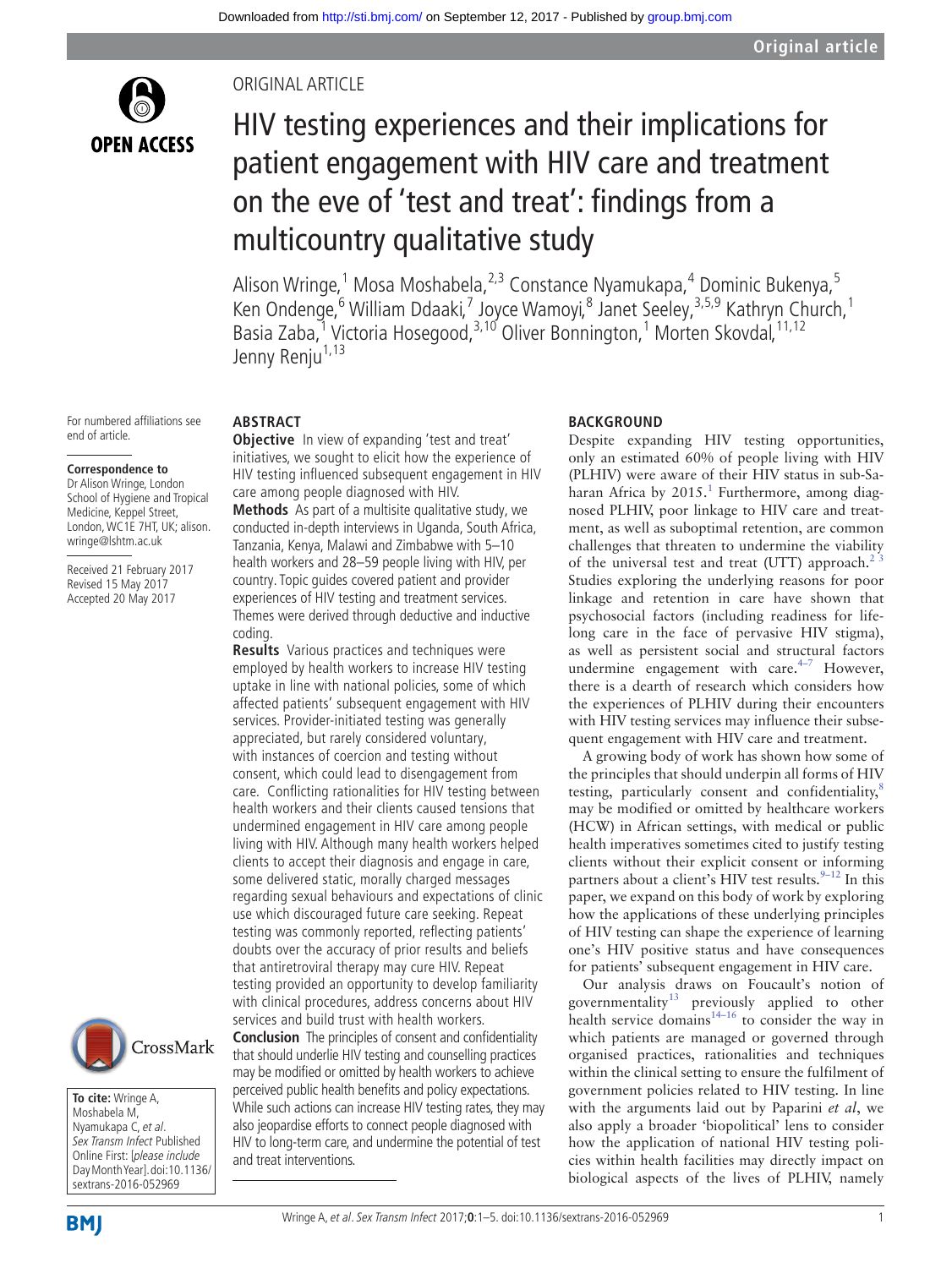ORIGINAL ARTICLE

# HIV testing experiences and their implications for patient engagement with HIV care and treatment on the eve of 'test and treat': findings from a multicountry qualitative study

Alison Wringe,[1] Mosa Moshabela,[2,3] Constance Nyamukapa,[4] Dominic Bukenya,[5] Ken Ondenge,[6] William Ddaaki,[7] Joyce Wamoyi,[8] Janet Seeley,[3,5,9] Kathryn Church,[1] Basia Zaba,[1] Victoria Hosegood,[3,10] Oliver Bonnington,[1] Morten Skovdal,[11,12] Jenny Renju[1,13]

For numbered affiliations see end of article.

**Correspondence to**
Dr Alison Wringe, London School of Hygiene and Tropical Medicine, Keppel Street, London, WC1E 7HT, UK; alison.wringe@lshtm.ac.uk

Received 21 February 2017
Revised 15 May 2017
Accepted 20 May 2017

**To cite:** Wringe A, Moshabela M, Nyamukapa C, *et al*. *Sex Transm Infect* Published Online First: [*please include* Day Month Year]. doi:10.1136/sextrans-2016-052969

## ABSTRACT

**Objective** In view of expanding 'test and treat' initiatives, we sought to elicit how the experience of HIV testing influenced subsequent engagement in HIV care among people diagnosed with HIV.

**Methods** As part of a multisite qualitative study, we conducted in-depth interviews in Uganda, South Africa, Tanzania, Kenya, Malawi and Zimbabwe with 5–10 health workers and 28–59 people living with HIV, per country. Topic guides covered patient and provider experiences of HIV testing and treatment services. Themes were derived through deductive and inductive coding.

**Results** Various practices and techniques were employed by health workers to increase HIV testing uptake in line with national policies, some of which affected patients' subsequent engagement with HIV services. Provider-initiated testing was generally appreciated, but rarely considered voluntary, with instances of coercion and testing without consent, which could lead to disengagement from care. Conflicting rationalities for HIV testing between health workers and their clients caused tensions that undermined engagement in HIV care among people living with HIV. Although many health workers helped clients to accept their diagnosis and engage in care, some delivered static, morally charged messages regarding sexual behaviours and expectations of clinic use which discouraged future care seeking. Repeat testing was commonly reported, reflecting patients' doubts over the accuracy of prior results and beliefs that antiretroviral therapy may cure HIV. Repeat testing provided an opportunity to develop familiarity with clinical procedures, address concerns about HIV services and build trust with health workers.

**Conclusion** The principles of consent and confidentiality that should underlie HIV testing and counselling practices may be modified or omitted by health workers to achieve perceived public health benefits and policy expectations. While such actions can increase HIV testing rates, they may also jeopardise efforts to connect people diagnosed with HIV to long-term care, and undermine the potential of test and treat interventions.

## BACKGROUND

Despite expanding HIV testing opportunities, only an estimated 60% of people living with HIV (PLHIV) were aware of their HIV status in sub-Saharan Africa by 2015.[1] Furthermore, among diagnosed PLHIV, poor linkage to HIV care and treatment, as well as suboptimal retention, are common challenges that threaten to undermine the viability of the universal test and treat (UTT) approach.[2,3] Studies exploring the underlying reasons for poor linkage and retention in care have shown that psychosocial factors (including readiness for lifelong care in the face of pervasive HIV stigma), as well as persistent social and structural factors undermine engagement with care.[4–7] However, there is a dearth of research which considers how the experiences of PLHIV during their encounters with HIV testing services may influence their subsequent engagement with HIV care and treatment.

A growing body of work has shown how some of the principles that should underpin all forms of HIV testing, particularly consent and confidentiality,[8] may be modified or omitted by healthcare workers (HCW) in African settings, with medical or public health imperatives sometimes cited to justify testing clients without their explicit consent or informing partners about a client's HIV test results.[9–12] In this paper, we expand on this body of work by exploring how the applications of these underlying principles of HIV testing can shape the experience of learning one's HIV positive status and have consequences for patients' subsequent engagement in HIV care.

Our analysis draws on Foucault's notion of governmentality[13] previously applied to other health service domains[14–16] to consider the way in which patients are managed or governed through organised practices, rationalities and techniques within the clinical setting to ensure the fulfilment of government policies related to HIV testing. In line with the arguments laid out by Paparini *et al*, we also apply a broader 'biopolitical' lens to consider how the application of national HIV testing policies within health facilities may directly impact on biological aspects of the lives of PLHIV, namely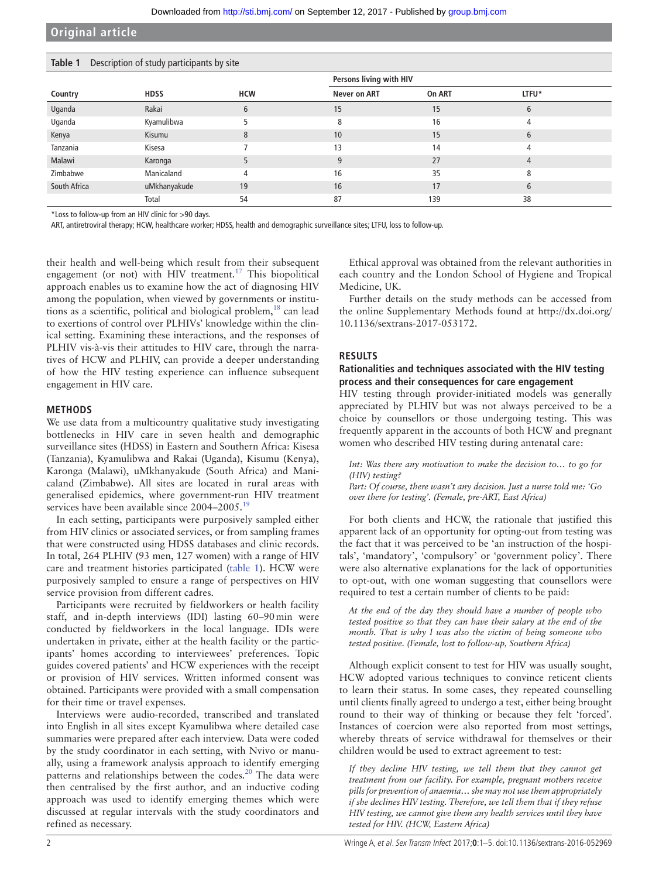**Table 1** Description of study participants by site

| | | | Persons living with HIV | | |
|---|---|---|---|---|---|
| Country | HDSS | HCW | Never on ART | On ART | LTFU* |
| Uganda | Rakai | 6 | 15 | 15 | 6 |
| Uganda | Kyamulibwa | 5 | 8 | 16 | 4 |
| Kenya | Kisumu | 8 | 10 | 15 | 6 |
| Tanzania | Kisesa | 7 | 13 | 14 | 4 |
| Malawi | Karonga | 5 | 9 | 27 | 4 |
| Zimbabwe | Manicaland | 4 | 16 | 35 | 8 |
| South Africa | uMkhanyakude | 19 | 16 | 17 | 6 |
| | Total | 54 | 87 | 139 | 38 |

*Loss to follow-up from an HIV clinic for >90 days.

ART, antiretroviral therapy; HCW, healthcare worker; HDSS, health and demographic surveillance sites; LTFU, loss to follow-up.

their health and well-being which result from their subsequent engagement (or not) with HIV treatment.[17] This biopolitical approach enables us to examine how the act of diagnosing HIV among the population, when viewed by governments or institutions as a scientific, political and biological problem,[18] can lead to exertions of control over PLHIVs' knowledge within the clinical setting. Examining these interactions, and the responses of PLHIV vis-à-vis their attitudes to HIV care, through the narratives of HCW and PLHIV, can provide a deeper understanding of how the HIV testing experience can influence subsequent engagement in HIV care.

## METHODS

We use data from a multicountry qualitative study investigating bottlenecks in HIV care in seven health and demographic surveillance sites (HDSS) in Eastern and Southern Africa: Kisesa (Tanzania), Kyamulibwa and Rakai (Uganda), Kisumu (Kenya), Karonga (Malawi), uMkhanyakude (South Africa) and Manicaland (Zimbabwe). All sites are located in rural areas with generalised epidemics, where government-run HIV treatment services have been available since 2004–2005.[19]

In each setting, participants were purposively sampled either from HIV clinics or associated services, or from sampling frames that were constructed using HDSS databases and clinic records. In total, 264 PLHIV (93 men, 127 women) with a range of HIV care and treatment histories participated (table 1). HCW were purposively sampled to ensure a range of perspectives on HIV service provision from different cadres.

Participants were recruited by fieldworkers or health facility staff, and in-depth interviews (IDI) lasting 60–90 min were conducted by fieldworkers in the local language. IDIs were undertaken in private, either at the health facility or the participants' homes according to interviewees' preferences. Topic guides covered patients' and HCW experiences with the receipt or provision of HIV services. Written informed consent was obtained. Participants were provided with a small compensation for their time or travel expenses.

Interviews were audio-recorded, transcribed and translated into English in all sites except Kyamulibwa where detailed case summaries were prepared after each interview. Data were coded by the study coordinator in each setting, with Nvivo or manually, using a framework analysis approach to identify emerging patterns and relationships between the codes.[20] The data were then centralised by the first author, and an inductive coding approach was used to identify emerging themes which were discussed at regular intervals with the study coordinators and refined as necessary.

Ethical approval was obtained from the relevant authorities in each country and the London School of Hygiene and Tropical Medicine, UK.

Further details on the study methods can be accessed from the online Supplementary Methods found at http://dx.doi.org/10.1136/sextrans-2017-053172.

## RESULTS

### Rationalities and techniques associated with the HIV testing process and their consequences for care engagement

HIV testing through provider-initiated models was generally appreciated by PLHIV but was not always perceived to be a choice by counsellors or those undergoing testing. This was frequently apparent in the accounts of both HCW and pregnant women who described HIV testing during antenatal care:

> *Int: Was there any motivation to make the decision to… to go for (HIV) testing?*
> *Part: Of course, there wasn't any decision. Just a nurse told me: 'Go over there for testing'. (Female, pre-ART, East Africa)*

For both clients and HCW, the rationale that justified this apparent lack of an opportunity for opting-out from testing was the fact that it was perceived to be 'an instruction of the hospitals', 'mandatory', 'compulsory' or 'government policy'. There were also alternative explanations for the lack of opportunities to opt-out, with one woman suggesting that counsellors were required to test a certain number of clients to be paid:

> *At the end of the day they should have a number of people who tested positive so that they can have their salary at the end of the month. That is why I was also the victim of being someone who tested positive. (Female, lost to follow-up, Southern Africa)*

Although explicit consent to test for HIV was usually sought, HCW adopted various techniques to convince reticent clients to learn their status. In some cases, they repeated counselling until clients finally agreed to undergo a test, either being brought round to their way of thinking or because they felt 'forced'. Instances of coercion were also reported from most settings, whereby threats of service withdrawal for themselves or their children would be used to extract agreement to test:

> *If they decline HIV testing, we tell them that they cannot get treatment from our facility. For example, pregnant mothers receive pills for prevention of anaemia… she may not use them appropriately if she declines HIV testing. Therefore, we tell them that if they refuse HIV testing, we cannot give them any health services until they have tested for HIV. (HCW, Eastern Africa)*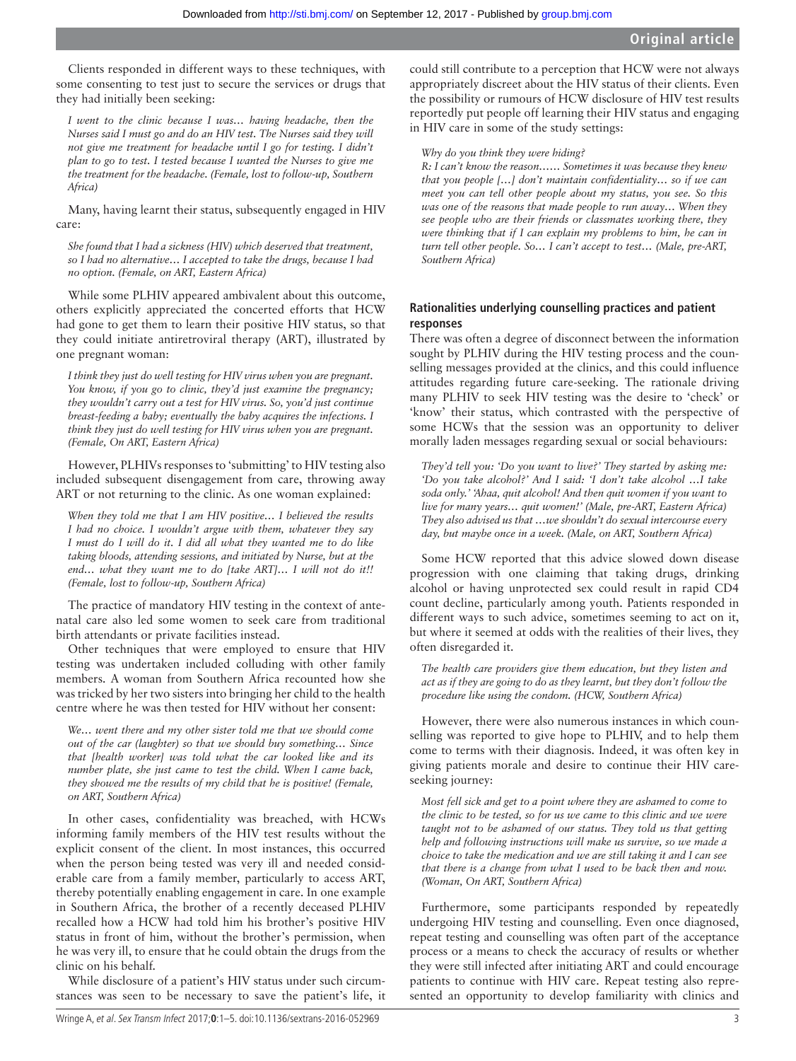Clients responded in different ways to these techniques, with some consenting to test just to secure the services or drugs that they had initially been seeking:

> *I went to the clinic because I was… having headache, then the Nurses said I must go and do an HIV test. The Nurses said they will not give me treatment for headache until I go for testing. I didn't plan to go to test. I tested because I wanted the Nurses to give me the treatment for the headache. (Female, lost to follow-up, Southern Africa)*

Many, having learnt their status, subsequently engaged in HIV care:

> *She found that I had a sickness (HIV) which deserved that treatment, so I had no alternative… I accepted to take the drugs, because I had no option. (Female, on ART, Eastern Africa)*

While some PLHIV appeared ambivalent about this outcome, others explicitly appreciated the concerted efforts that HCW had gone to get them to learn their positive HIV status, so that they could initiate antiretroviral therapy (ART), illustrated by one pregnant woman:

> *I think they just do well testing for HIV virus when you are pregnant. You know, if you go to clinic, they'd just examine the pregnancy; they wouldn't carry out a test for HIV virus. So, you'd just continue breast-feeding a baby; eventually the baby acquires the infections. I think they just do well testing for HIV virus when you are pregnant. (Female, On ART, Eastern Africa)*

However, PLHIVs responses to 'submitting' to HIV testing also included subsequent disengagement from care, throwing away ART or not returning to the clinic. As one woman explained:

> *When they told me that I am HIV positive… I believed the results I had no choice. I wouldn't argue with them, whatever they say I must do I will do it. I did all what they wanted me to do like taking bloods, attending sessions, and initiated by Nurse, but at the end… what they want me to do [take ART]… I will not do it!! (Female, lost to follow-up, Southern Africa)*

The practice of mandatory HIV testing in the context of antenatal care also led some women to seek care from traditional birth attendants or private facilities instead.

Other techniques that were employed to ensure that HIV testing was undertaken included colluding with other family members. A woman from Southern Africa recounted how she was tricked by her two sisters into bringing her child to the health centre where he was then tested for HIV without her consent:

> *We… went there and my other sister told me that we should come out of the car (laughter) so that we should buy something… Since that [health worker] was told what the car looked like and its number plate, she just came to test the child. When I came back, they showed me the results of my child that he is positive! (Female, on ART, Southern Africa)*

In other cases, confidentiality was breached, with HCWs informing family members of the HIV test results without the explicit consent of the client. In most instances, this occurred when the person being tested was very ill and needed considerable care from a family member, particularly to access ART, thereby potentially enabling engagement in care. In one example in Southern Africa, the brother of a recently deceased PLHIV recalled how a HCW had told him his brother's positive HIV status in front of him, without the brother's permission, when he was very ill, to ensure that he could obtain the drugs from the clinic on his behalf.

While disclosure of a patient's HIV status under such circumstances was seen to be necessary to save the patient's life, it could still contribute to a perception that HCW were not always appropriately discreet about the HIV status of their clients. Even the possibility or rumours of HCW disclosure of HIV test results reportedly put people off learning their HIV status and engaging in HIV care in some of the study settings:

> *Why do you think they were hiding?*
> *R: I can't know the reason…… Sometimes it was because they knew that you people […] don't maintain confidentiality… so if we can meet you can tell other people about my status, you see. So this was one of the reasons that made people to run away… When they see people who are their friends or classmates working there, they were thinking that if I can explain my problems to him, he can in turn tell other people. So… I can't accept to test… (Male, pre-ART, Southern Africa)*

### Rationalities underlying counselling practices and patient responses

There was often a degree of disconnect between the information sought by PLHIV during the HIV testing process and the counselling messages provided at the clinics, and this could influence attitudes regarding future care-seeking. The rationale driving many PLHIV to seek HIV testing was the desire to 'check' or 'know' their status, which contrasted with the perspective of some HCWs that the session was an opportunity to deliver morally laden messages regarding sexual or social behaviours:

> *They'd tell you: 'Do you want to live?' They started by asking me: 'Do you take alcohol?' And I said: 'I don't take alcohol …I take soda only.' 'Ahaa, quit alcohol! And then quit women if you want to live for many years… quit women!' (Male, pre-ART, Eastern Africa)*
> *They also advised us that …we shouldn't do sexual intercourse every day, but maybe once in a week. (Male, on ART, Southern Africa)*

Some HCW reported that this advice slowed down disease progression with one claiming that taking drugs, drinking alcohol or having unprotected sex could result in rapid CD4 count decline, particularly among youth. Patients responded in different ways to such advice, sometimes seeming to act on it, but where it seemed at odds with the realities of their lives, they often disregarded it.

> *The health care providers give them education, but they listen and act as if they are going to do as they learnt, but they don't follow the procedure like using the condom. (HCW, Southern Africa)*

However, there were also numerous instances in which counselling was reported to give hope to PLHIV, and to help them come to terms with their diagnosis. Indeed, it was often key in giving patients morale and desire to continue their HIV care-seeking journey:

> *Most fell sick and get to a point where they are ashamed to come to the clinic to be tested, so for us we came to this clinic and we were taught not to be ashamed of our status. They told us that getting help and following instructions will make us survive, so we made a choice to take the medication and we are still taking it and I can see that there is a change from what I used to be back then and now. (Woman, On ART, Southern Africa)*

Furthermore, some participants responded by repeatedly undergoing HIV testing and counselling. Even once diagnosed, repeat testing and counselling was often part of the acceptance process or a means to check the accuracy of results or whether they were still infected after initiating ART and could encourage patients to continue with HIV care. Repeat testing also represented an opportunity to develop familiarity with clinics and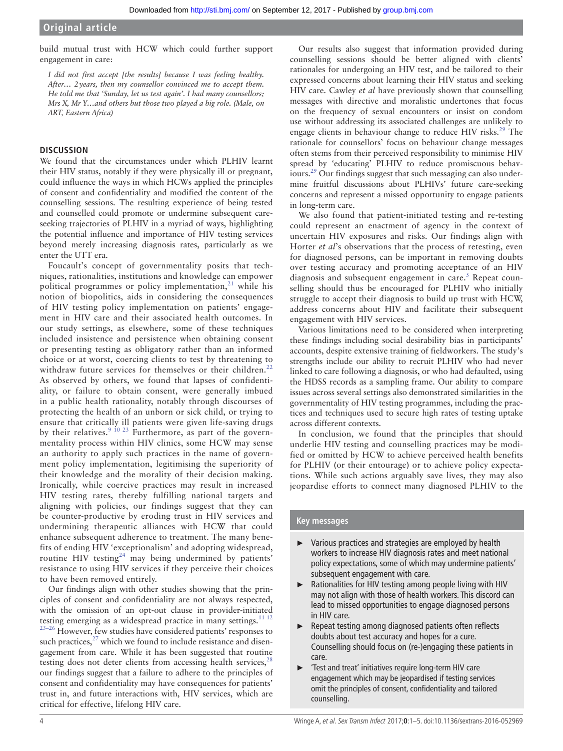build mutual trust with HCW which could further support engagement in care:

*I did not first accept [the results] because I was feeling healthy. After… 2 years, then my counsellor convinced me to accept them. He told me that 'Sunday, let us test again'. I had many counsellors; Mrs X, Mr Y…and others but those two played a big role. (Male, on ART, Eastern Africa)*

## DISCUSSION

We found that the circumstances under which PLHIV learnt their HIV status, notably if they were physically ill or pregnant, could influence the ways in which HCWs applied the principles of consent and confidentiality and modified the content of the counselling sessions. The resulting experience of being tested and counselled could promote or undermine subsequent care-seeking trajectories of PLHIV in a myriad of ways, highlighting the potential influence and importance of HIV testing services beyond merely increasing diagnosis rates, particularly as we enter the UTT era.

Foucault's concept of governmentality posits that techniques, rationalities, institutions and knowledge can empower political programmes or policy implementation,[21] while his notion of biopolitics, aids in considering the consequences of HIV testing policy implementation on patients' engagement in HIV care and their associated health outcomes. In our study settings, as elsewhere, some of these techniques included insistence and persistence when obtaining consent or presenting testing as obligatory rather than an informed choice or at worst, coercing clients to test by threatening to withdraw future services for themselves or their children.[22] As observed by others, we found that lapses of confidentiality, or failure to obtain consent, were generally imbued in a public health rationality, notably through discourses of protecting the health of an unborn or sick child, or trying to ensure that critically ill patients were given life-saving drugs by their relatives.[9 10 23] Furthermore, as part of the governmentality process within HIV clinics, some HCW may sense an authority to apply such practices in the name of government policy implementation, legitimising the superiority of their knowledge and the morality of their decision making. Ironically, while coercive practices may result in increased HIV testing rates, thereby fulfilling national targets and aligning with policies, our findings suggest that they can be counter-productive by eroding trust in HIV services and undermining therapeutic alliances with HCW that could enhance subsequent adherence to treatment. The many benefits of ending HIV 'exceptionalism' and adopting widespread, routine HIV testing[24] may being undermined by patients' resistance to using HIV services if they perceive their choices to have been removed entirely.

Our findings align with other studies showing that the principles of consent and confidentiality are not always respected, with the omission of an opt-out clause in provider-initiated testing emerging as a widespread practice in many settings.[11 12 23–26] However, few studies have considered patients' responses to such practices,[27] which we found to include resistance and disengagement from care. While it has been suggested that routine testing does not deter clients from accessing health services,[28] our findings suggest that a failure to adhere to the principles of consent and confidentiality may have consequences for patients' trust in, and future interactions with, HIV services, which are critical for effective, lifelong HIV care.

Our results also suggest that information provided during counselling sessions should be better aligned with clients' rationales for undergoing an HIV test, and be tailored to their expressed concerns about learning their HIV status and seeking HIV care. Cawley *et al* have previously shown that counselling messages with directive and moralistic undertones that focus on the frequency of sexual encounters or insist on condom use without addressing its associated challenges are unlikely to engage clients in behaviour change to reduce HIV risks.[29] The rationale for counsellors' focus on behaviour change messages often stems from their perceived responsibility to minimise HIV spread by 'educating' PLHIV to reduce promiscuous behaviours.[29] Our findings suggest that such messaging can also undermine fruitful discussions about PLHIVs' future care-seeking concerns and represent a missed opportunity to engage patients in long-term care.

We also found that patient-initiated testing and re-testing could represent an enactment of agency in the context of uncertain HIV exposures and risks. Our findings align with Horter *et al*'s observations that the process of retesting, even for diagnosed persons, can be important in removing doubts over testing accuracy and promoting acceptance of an HIV diagnosis and subsequent engagement in care.[5] Repeat counselling should thus be encouraged for PLHIV who initially struggle to accept their diagnosis to build up trust with HCW, address concerns about HIV and facilitate their subsequent engagement with HIV services.

Various limitations need to be considered when interpreting these findings including social desirability bias in participants' accounts, despite extensive training of fieldworkers. The study's strengths include our ability to recruit PLHIV who had never linked to care following a diagnosis, or who had defaulted, using the HDSS records as a sampling frame. Our ability to compare issues across several settings also demonstrated similarities in the governmentality of HIV testing programmes, including the practices and techniques used to secure high rates of testing uptake across different contexts.

In conclusion, we found that the principles that should underlie HIV testing and counselling practices may be modified or omitted by HCW to achieve perceived health benefits for PLHIV (or their entourage) or to achieve policy expectations. While such actions arguably save lives, they may also jeopardise efforts to connect many diagnosed PLHIV to the

### Key messages

- Various practices and strategies are employed by health workers to increase HIV diagnosis rates and meet national policy expectations, some of which may undermine patients' subsequent engagement with care.
- Rationalities for HIV testing among people living with HIV may not align with those of health workers. This discord can lead to missed opportunities to engage diagnosed persons in HIV care.
- Repeat testing among diagnosed patients often reflects doubts about test accuracy and hopes for a cure. Counselling should focus on (re-)engaging these patients in care.
- 'Test and treat' initiatives require long-term HIV care engagement which may be jeopardised if testing services omit the principles of consent, confidentiality and tailored counselling.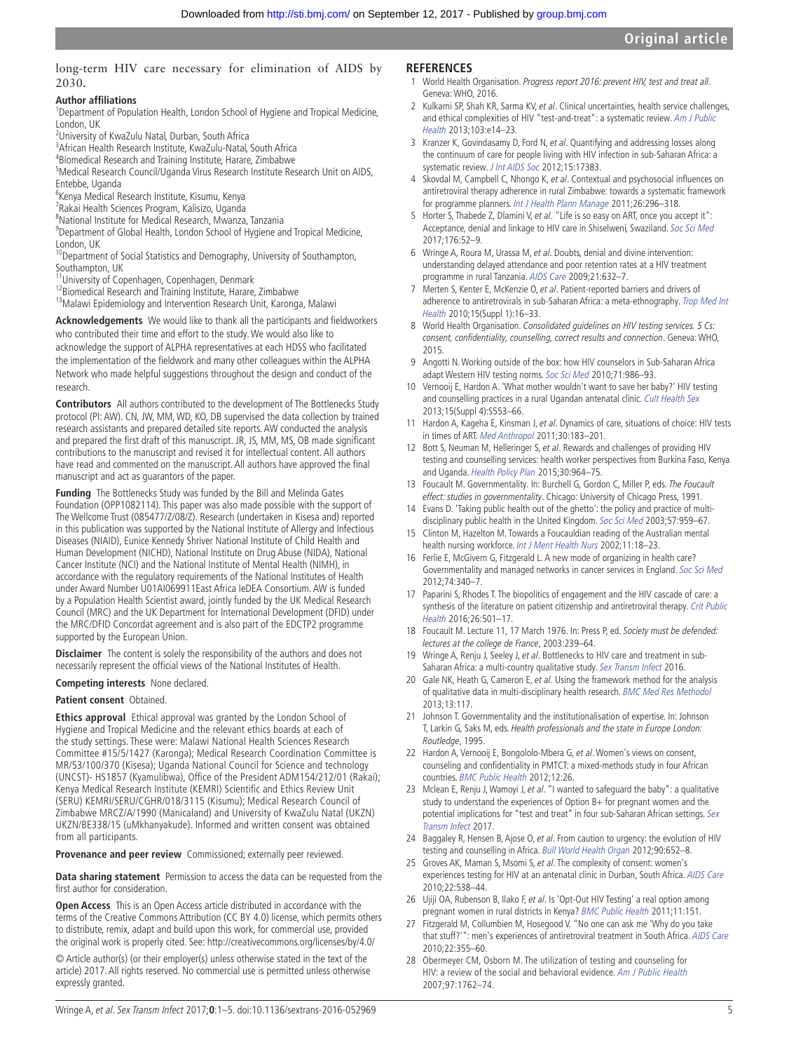long-term HIV care necessary for elimination of AIDS by 2030.

**Author affiliations**

[1]Department of Population Health, London School of Hygiene and Tropical Medicine, London, UK
[2]University of KwaZulu Natal, Durban, South Africa
[3]African Health Research Institute, KwaZulu-Natal, South Africa
[4]Biomedical Research and Training Institute, Harare, Zimbabwe
[5]Medical Research Council/Uganda Virus Research Institute Research Unit on AIDS, Entebbe, Uganda
[6]Kenya Medical Research Institute, Kisumu, Kenya
[7]Rakai Health Sciences Program, Kalisizo, Uganda
[8]National Institute for Medical Research, Mwanza, Tanzania
[9]Department of Global Health, London School of Hygiene and Tropical Medicine, London, UK
[10]Department of Social Statistics and Demography, University of Southampton, Southampton, UK
[11]University of Copenhagen, Copenhagen, Denmark
[12]Biomedical Research and Training Institute, Harare, Zimbabwe
[13]Malawi Epidemiology and Intervention Research Unit, Karonga, Malawi

**Acknowledgements** We would like to thank all the participants and fieldworkers who contributed their time and effort to the study. We would also like to acknowledge the support of ALPHA representatives at each HDSS who facilitated the implementation of the fieldwork and many other colleagues within the ALPHA Network who made helpful suggestions throughout the design and conduct of the research.

**Contributors** All authors contributed to the development of The Bottlenecks Study protocol (PI: AW). CN, JW, MM, WD, KO, DB supervised the data collection by trained research assistants and prepared detailed site reports. AW conducted the analysis and prepared the first draft of this manuscript. JR, JS, MM, MS, OB made significant contributions to the manuscript and revised it for intellectual content. All authors have read and commented on the manuscript. All authors have approved the final manuscript and act as guarantors of the paper.

**Funding** The Bottlenecks Study was funded by the Bill and Melinda Gates Foundation (OPP1082114). This paper was also made possible with the support of The Wellcome Trust (085477/Z/08/Z). Research (undertaken in Kisesa and) reported in this publication was supported by the National Institute of Allergy and Infectious Diseases (NIAID), Eunice Kennedy Shriver National Institute of Child Health and Human Development (NICHD), National Institute on Drug Abuse (NIDA), National Cancer Institute (NCI) and the National Institute of Mental Health (NIMH), in accordance with the regulatory requirements of the National Institutes of Health under Award Number U01AI069911East Africa IeDEA Consortium. AW is funded by a Population Health Scientist award, jointly funded by the UK Medical Research Council (MRC) and the UK Department for International Development (DFID) under the MRC/DFID Concordat agreement and is also part of the EDCTP2 programme supported by the European Union.

**Disclaimer** The content is solely the responsibility of the authors and does not necessarily represent the official views of the National Institutes of Health.

**Competing interests** None declared.

**Patient consent** Obtained.

**Ethics approval** Ethical approval was granted by the London School of Hygiene and Tropical Medicine and the relevant ethics boards at each of the study settings. These were: Malawi National Health Sciences Research Committee #15/5/1427 (Karonga); Medical Research Coordination Committee is MR/53/100/370 (Kisesa); Uganda National Council for Science and technology (UNCST)- HS1857 (Kyamulibwa), Office of the President ADM154/212/01 (Rakai); Kenya Medical Research Institute (KEMRI) Scientific and Ethics Review Unit (SERU) KEMRI/SERU/CGHR/018/3115 (Kisumu); Medical Research Council of Zimbabwe MRCZ/A/1990 (Manicaland) and University of KwaZulu Natal (UKZN) UKZN/BE338/15 (uMkhanyakude). Informed and written consent was obtained from all participants.

**Provenance and peer review** Commissioned; externally peer reviewed.

**Data sharing statement** Permission to access the data can be requested from the first author for consideration.

**Open Access** This is an Open Access article distributed in accordance with the terms of the Creative Commons Attribution (CC BY 4.0) license, which permits others to distribute, remix, adapt and build upon this work, for commercial use, provided the original work is properly cited. See: http://creativecommons.org/licenses/by/4.0/

© Article author(s) (or their employer(s) unless otherwise stated in the text of the article) 2017. All rights reserved. No commercial use is permitted unless otherwise expressly granted.

## REFERENCES

1. World Health Organisation. *Progress report 2016: prevent HIV, test and treat all*. Geneva: WHO, 2016.
2. Kulkarni SP, Shah KR, Sarma KV, *et al*. Clinical uncertainties, health service challenges, and ethical complexities of HIV "test-and-treat": a systematic review. *Am J Public Health* 2013;103:e14–23.
3. Kranzer K, Govindasamy D, Ford N, *et al*. Quantifying and addressing losses along the continuum of care for people living with HIV infection in sub-Saharan Africa: a systematic review. *J Int AIDS Soc* 2012;15:17383.
4. Skovdal M, Campbell C, Nhongo K, *et al*. Contextual and psychosocial influences on antiretroviral therapy adherence in rural Zimbabwe: towards a systematic framework for programme planners. *Int J Health Plann Manage* 2011;26:296–318.
5. Horter S, Thabede Z, Dlamini V, *et al*. "Life is so easy on ART, once you accept it": Acceptance, denial and linkage to HIV care in Shiselweni, Swaziland. *Soc Sci Med* 2017;176:52–9.
6. Wringe A, Roura M, Urassa M, *et al*. Doubts, denial and divine intervention: understanding delayed attendance and poor retention rates at a HIV treatment programme in rural Tanzania. *AIDS Care* 2009;21:632–7.
7. Merten S, Kenter E, McKenzie O, *et al*. Patient-reported barriers and drivers of adherence to antiretrovirals in sub-Saharan Africa: a meta-ethnography. *Trop Med Int Health* 2010;15(Suppl 1):16–33.
8. World Health Organisation. *Consolidated guidelines on HIV testing services. 5 Cs: consent, confidentiality, counselling, correct results and connection*. Geneva: WHO, 2015.
9. Angotti N. Working outside of the box: how HIV counselors in Sub-Saharan Africa adapt Western HIV testing norms. *Soc Sci Med* 2010;71:986–93.
10. Vernooij E, Hardon A. 'What mother wouldn't want to save her baby?' HIV testing and counselling practices in a rural Ugandan antenatal clinic. *Cult Health Sex* 2013;15(Suppl 4):S553–66.
11. Hardon A, Kageha E, Kinsman J, *et al*. Dynamics of care, situations of choice: HIV tests in times of ART. *Med Anthropol* 2011;30:183–201.
12. Bott S, Neuman M, Helleringer S, *et al*. Rewards and challenges of providing HIV testing and counselling services: health worker perspectives from Burkina Faso, Kenya and Uganda. *Health Policy Plan* 2015;30:964–75.
13. Foucault M. Governmentality. In: Burchell G, Gordon C, Miller P, eds. *The Foucault effect: studies in governmentality*. Chicago: University of Chicago Press, 1991.
14. Evans D. 'Taking public health out of the ghetto': the policy and practice of multi-disciplinary public health in the United Kingdom. *Soc Sci Med* 2003;57:959–67.
15. Clinton M, Hazelton M. Towards a Foucauldian reading of the Australian mental health nursing workforce. *Int J Ment Health Nurs* 2002;11:18–23.
16. Ferlie E, McGivern G, Fitzgerald L. A new mode of organizing in health care? Governmentality and managed networks in cancer services in England. *Soc Sci Med* 2012;74:340–7.
17. Paparini S, Rhodes T. The biopolitics of engagement and the HIV cascade of care: a synthesis of the literature on patient citizenship and antiretroviral therapy. *Crit Public Health* 2016;26:501–17.
18. Foucault M. Lecture 11, 17 March 1976. In: Press P, ed. *Society must be defended: lectures at the college de France*, 2003:239–64.
19. Wringe A, Renju J, Seeley J, *et al*. Bottlenecks to HIV care and treatment in sub-Saharan Africa: a multi-country qualitative study. *Sex Transm Infect* 2016.
20. Gale NK, Heath G, Cameron E, *et al*. Using the framework method for the analysis of qualitative data in multi-disciplinary health research. *BMC Med Res Methodol* 2013;13:117.
21. Johnson T. Governmentality and the institutionalisation of expertise. In: Johnson T, Larkin G, Saks M, eds. *Health professionals and the state in Europe London: Routledge*, 1995.
22. Hardon A, Vernooij E, Bongololo-Mbera G, *et al*. Women's views on consent, counseling and confidentiality in PMTCT: a mixed-methods study in four African countries. *BMC Public Health* 2012;12:26.
23. Mclean E, Renju J, Wamoyi J, *et al*. "I wanted to safeguard the baby": a qualitative study to understand the experiences of Option B+ for pregnant women and the potential implications for "test and treat" in four sub-Saharan African settings. *Sex Transm Infect* 2017.
24. Baggaley R, Hensen B, Ajose O, *et al*. From caution to urgency: the evolution of HIV testing and counselling in Africa. *Bull World Health Organ* 2012;90:652–8.
25. Groves AK, Maman S, Msomi S, *et al*. The complexity of consent: women's experiences testing for HIV at an antenatal clinic in Durban, South Africa. *AIDS Care* 2010;22:538–44.
26. Ujiji OA, Rubenson B, Ilako F, *et al*. Is 'Opt-Out HIV Testing' a real option among pregnant women in rural districts in Kenya? *BMC Public Health* 2011;11:151.
27. Fitzgerald M, Collumbien M, Hosegood V. "No one can ask me 'Why do you take that stuff?'": men's experiences of antiretroviral treatment in South Africa. *AIDS Care* 2010;22:355–60.
28. Obermeyer CM, Osborn M. The utilization of testing and counseling for HIV: a review of the social and behavioral evidence. *Am J Public Health* 2007;97:1762–74.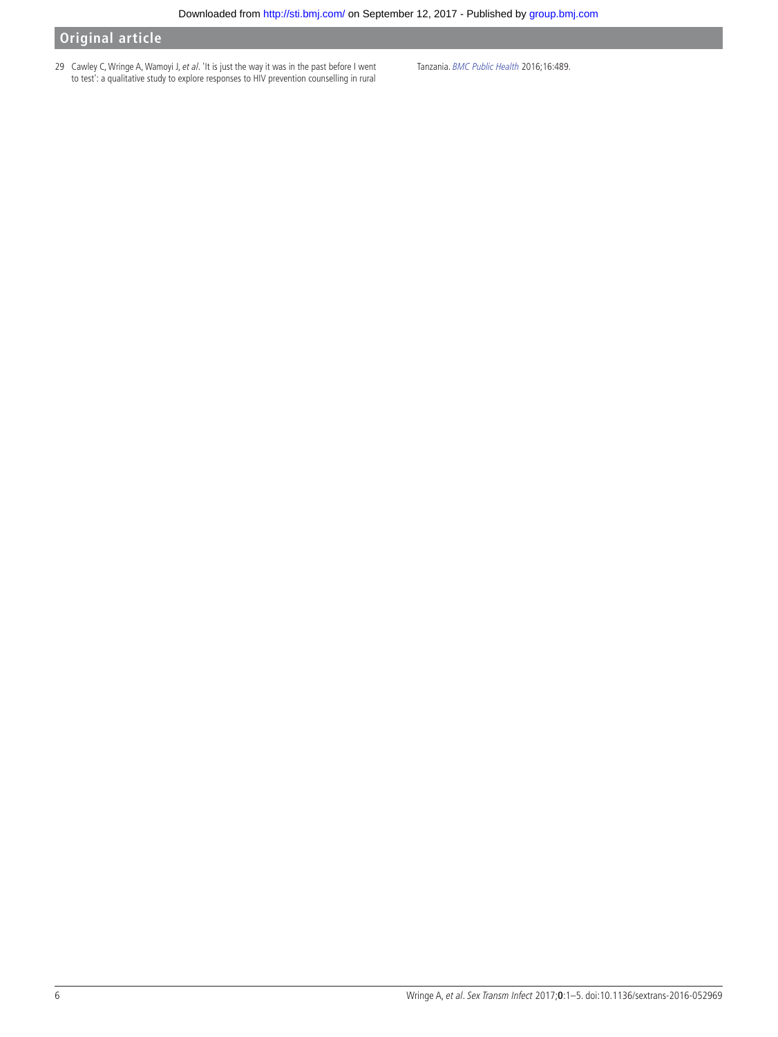29 Cawley C, Wringe A, Wamoyi J, *et al*. 'It is just the way it was in the past before I went to test': a qualitative study to explore responses to HIV prevention counselling in rural Tanzania. *BMC Public Health* 2016;16:489.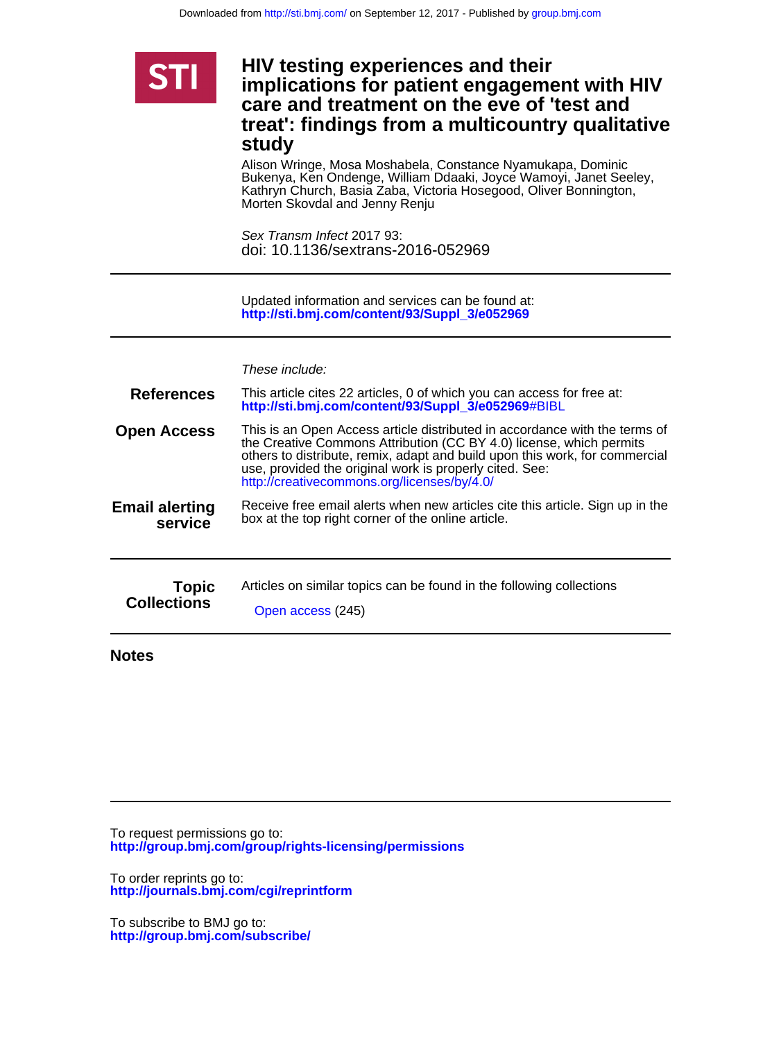Downloaded from http://sti.bmj.com/ on September 12, 2017 - Published by group.bmj.com

STI

# HIV testing experiences and their implications for patient engagement with HIV care and treatment on the eve of 'test and treat': findings from a multicountry qualitative study

Alison Wringe, Mosa Moshabela, Constance Nyamukapa, Dominic Bukenya, Ken Ondenge, William Ddaaki, Joyce Wamoyi, Janet Seeley, Kathryn Church, Basia Zaba, Victoria Hosegood, Oliver Bonnington, Morten Skovdal and Jenny Renju

*Sex Transm Infect* 2017 93:
doi: 10.1136/sextrans-2016-052969

---

Updated information and services can be found at:
**http://sti.bmj.com/content/93/Suppl_3/e052969**

---

*These include:*

**References**

This article cites 22 articles, 0 of which you can access for free at:
**http://sti.bmj.com/content/93/Suppl_3/e052969**#BIBL

**Open Access**

This is an Open Access article distributed in accordance with the terms of the Creative Commons Attribution (CC BY 4.0) license, which permits others to distribute, remix, adapt and build upon this work, for commercial use, provided the original work is properly cited. See: http://creativecommons.org/licenses/by/4.0/

**Email alerting service**

Receive free email alerts when new articles cite this article. Sign up in the box at the top right corner of the online article.

---

**Topic Collections**

Articles on similar topics can be found in the following collections

Open access (245)

---

## Notes

---

To request permissions go to:
**http://group.bmj.com/group/rights-licensing/permissions**

To order reprints go to:
**http://journals.bmj.com/cgi/reprintform**

To subscribe to BMJ go to:
**http://group.bmj.com/subscribe/**